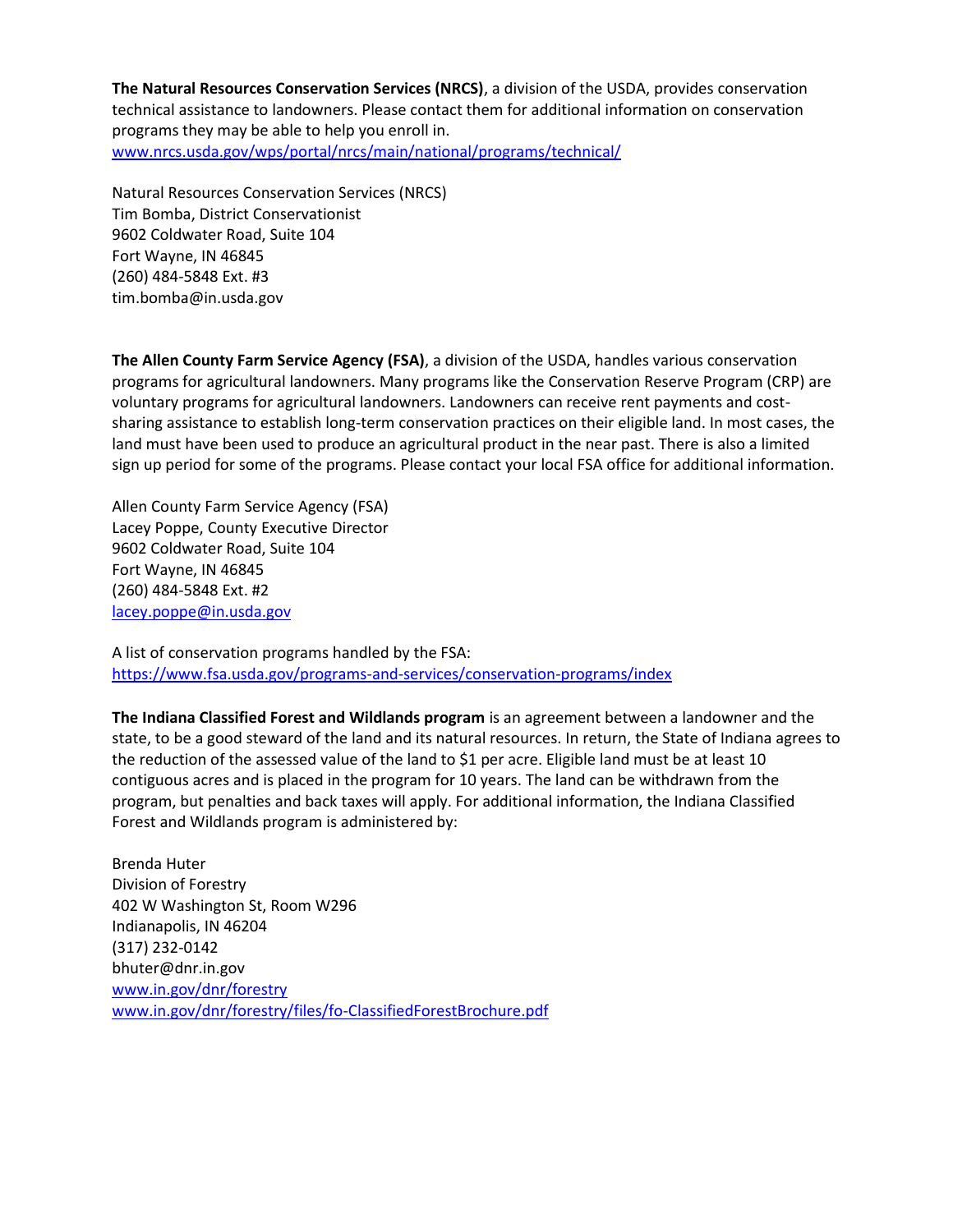**The Natural Resources Conservation Services (NRCS)**, a division of the USDA, provides conservation technical assistance to landowners. Please contact them for additional information on conservation programs they may be able to help you enroll in.
www.nrcs.usda.gov/wps/portal/nrcs/main/national/programs/technical/

Natural Resources Conservation Services (NRCS)
Tim Bomba, District Conservationist
9602 Coldwater Road, Suite 104
Fort Wayne, IN 46845
(260) 484-5848 Ext. #3
tim.bomba@in.usda.gov

**The Allen County Farm Service Agency (FSA)**, a division of the USDA, handles various conservation programs for agricultural landowners. Many programs like the Conservation Reserve Program (CRP) are voluntary programs for agricultural landowners. Landowners can receive rent payments and cost-sharing assistance to establish long-term conservation practices on their eligible land. In most cases, the land must have been used to produce an agricultural product in the near past. There is also a limited sign up period for some of the programs. Please contact your local FSA office for additional information.

Allen County Farm Service Agency (FSA)
Lacey Poppe, County Executive Director
9602 Coldwater Road, Suite 104
Fort Wayne, IN 46845
(260) 484-5848 Ext. #2
lacey.poppe@in.usda.gov

A list of conservation programs handled by the FSA:
https://www.fsa.usda.gov/programs-and-services/conservation-programs/index

**The Indiana Classified Forest and Wildlands program** is an agreement between a landowner and the state, to be a good steward of the land and its natural resources. In return, the State of Indiana agrees to the reduction of the assessed value of the land to $1 per acre. Eligible land must be at least 10 contiguous acres and is placed in the program for 10 years. The land can be withdrawn from the program, but penalties and back taxes will apply. For additional information, the Indiana Classified Forest and Wildlands program is administered by:

Brenda Huter
Division of Forestry
402 W Washington St, Room W296
Indianapolis, IN 46204
(317) 232-0142
bhuter@dnr.in.gov
www.in.gov/dnr/forestry
www.in.gov/dnr/forestry/files/fo-ClassifiedForestBrochure.pdf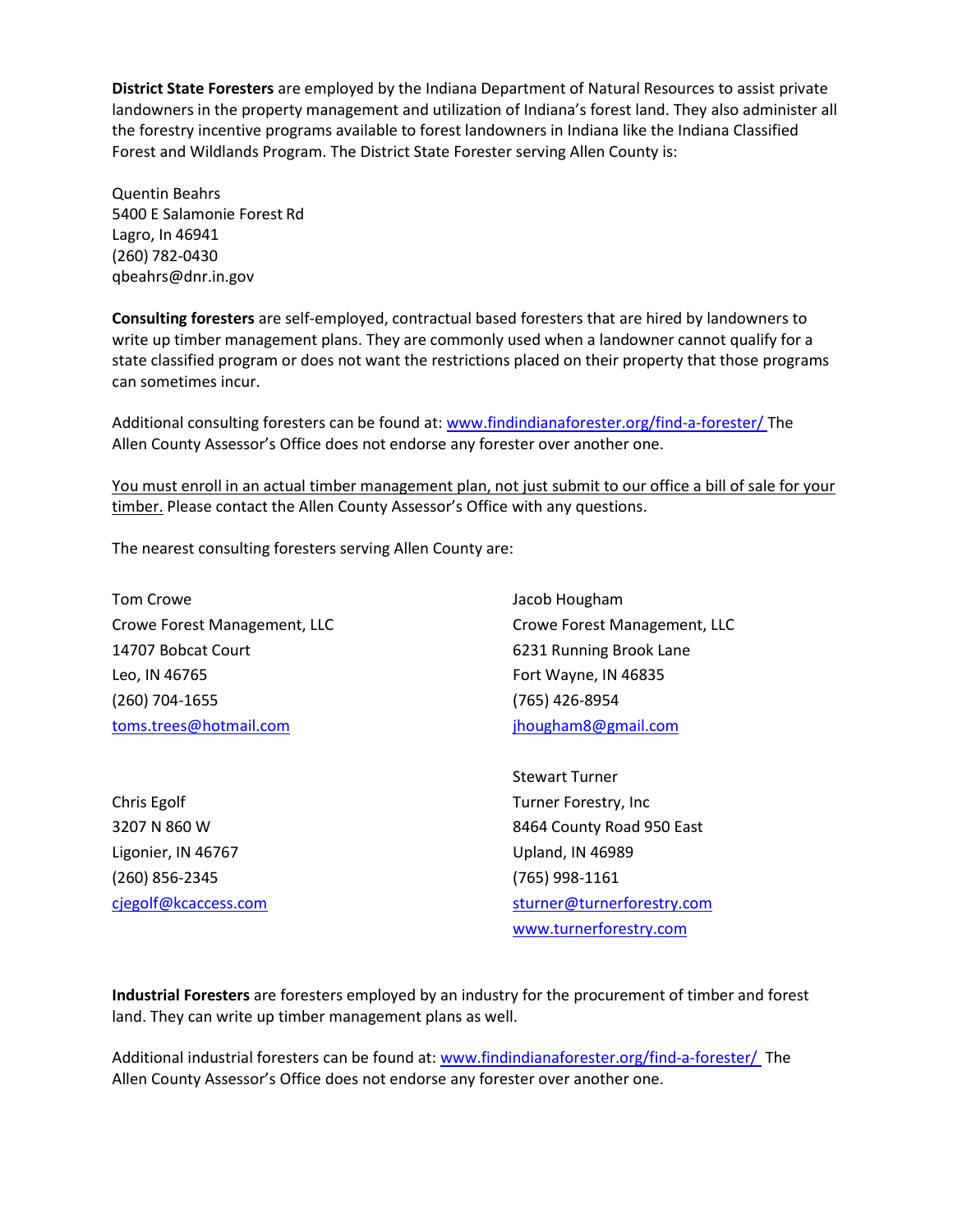**District State Foresters** are employed by the Indiana Department of Natural Resources to assist private landowners in the property management and utilization of Indiana's forest land. They also administer all the forestry incentive programs available to forest landowners in Indiana like the Indiana Classified Forest and Wildlands Program. The District State Forester serving Allen County is:

Quentin Beahrs
5400 E Salamonie Forest Rd
Lagro, In 46941
(260) 782-0430
qbeahrs@dnr.in.gov

**Consulting foresters** are self-employed, contractual based foresters that are hired by landowners to write up timber management plans. They are commonly used when a landowner cannot qualify for a state classified program or does not want the restrictions placed on their property that those programs can sometimes incur.

Additional consulting foresters can be found at: www.findindianaforester.org/find-a-forester/ The Allen County Assessor's Office does not endorse any forester over another one.

You must enroll in an actual timber management plan, not just submit to our office a bill of sale for your timber. Please contact the Allen County Assessor's Office with any questions.

The nearest consulting foresters serving Allen County are:

Tom Crowe
Crowe Forest Management, LLC
14707 Bobcat Court
Leo, IN 46765
(260) 704-1655
toms.trees@hotmail.com

Jacob Hougham
Crowe Forest Management, LLC
6231 Running Brook Lane
Fort Wayne, IN 46835
(765) 426-8954
jhougham8@gmail.com

Chris Egolf
3207 N 860 W
Ligonier, IN 46767
(260) 856-2345
cjegolf@kcaccess.com

Stewart Turner
Turner Forestry, Inc
8464 County Road 950 East
Upland, IN 46989
(765) 998-1161
sturner@turnerforestry.com
www.turnerforestry.com

**Industrial Foresters** are foresters employed by an industry for the procurement of timber and forest land. They can write up timber management plans as well.

Additional industrial foresters can be found at: www.findindianaforester.org/find-a-forester/ The Allen County Assessor's Office does not endorse any forester over another one.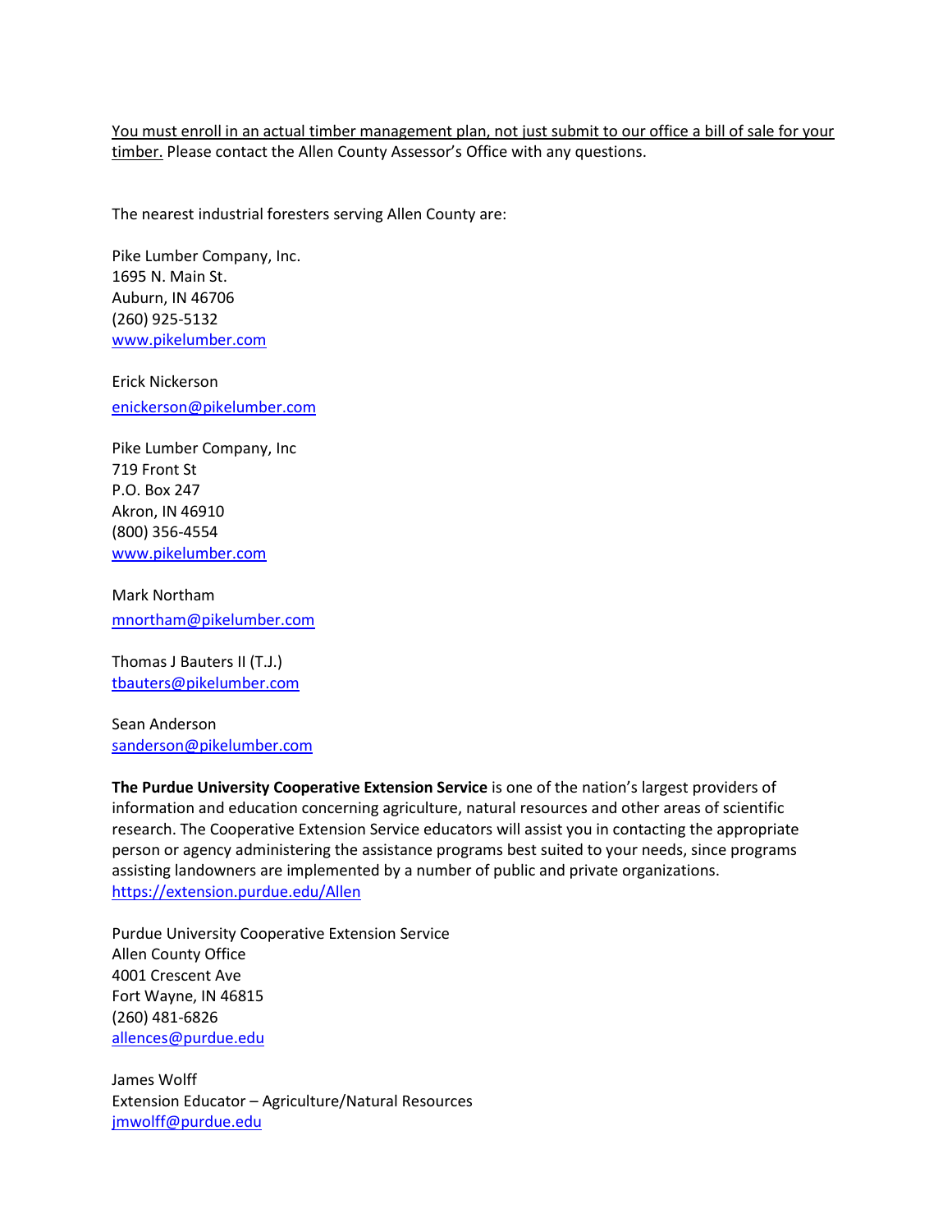<u>You must enroll in an actual timber management plan, not just submit to our office a bill of sale for your timber.</u> Please contact the Allen County Assessor's Office with any questions.

The nearest industrial foresters serving Allen County are:

Pike Lumber Company, Inc.
1695 N. Main St.
Auburn, IN 46706
(260) 925-5132
www.pikelumber.com

Erick Nickerson
enickerson@pikelumber.com

Pike Lumber Company, Inc
719 Front St
P.O. Box 247
Akron, IN 46910
(800) 356-4554
www.pikelumber.com

Mark Northam
mnortham@pikelumber.com

Thomas J Bauters II (T.J.)
tbauters@pikelumber.com

Sean Anderson
sanderson@pikelumber.com

**The Purdue University Cooperative Extension Service** is one of the nation's largest providers of information and education concerning agriculture, natural resources and other areas of scientific research. The Cooperative Extension Service educators will assist you in contacting the appropriate person or agency administering the assistance programs best suited to your needs, since programs assisting landowners are implemented by a number of public and private organizations.
https://extension.purdue.edu/Allen

Purdue University Cooperative Extension Service
Allen County Office
4001 Crescent Ave
Fort Wayne, IN 46815
(260) 481-6826
allences@purdue.edu

James Wolff
Extension Educator – Agriculture/Natural Resources
jmwolff@purdue.edu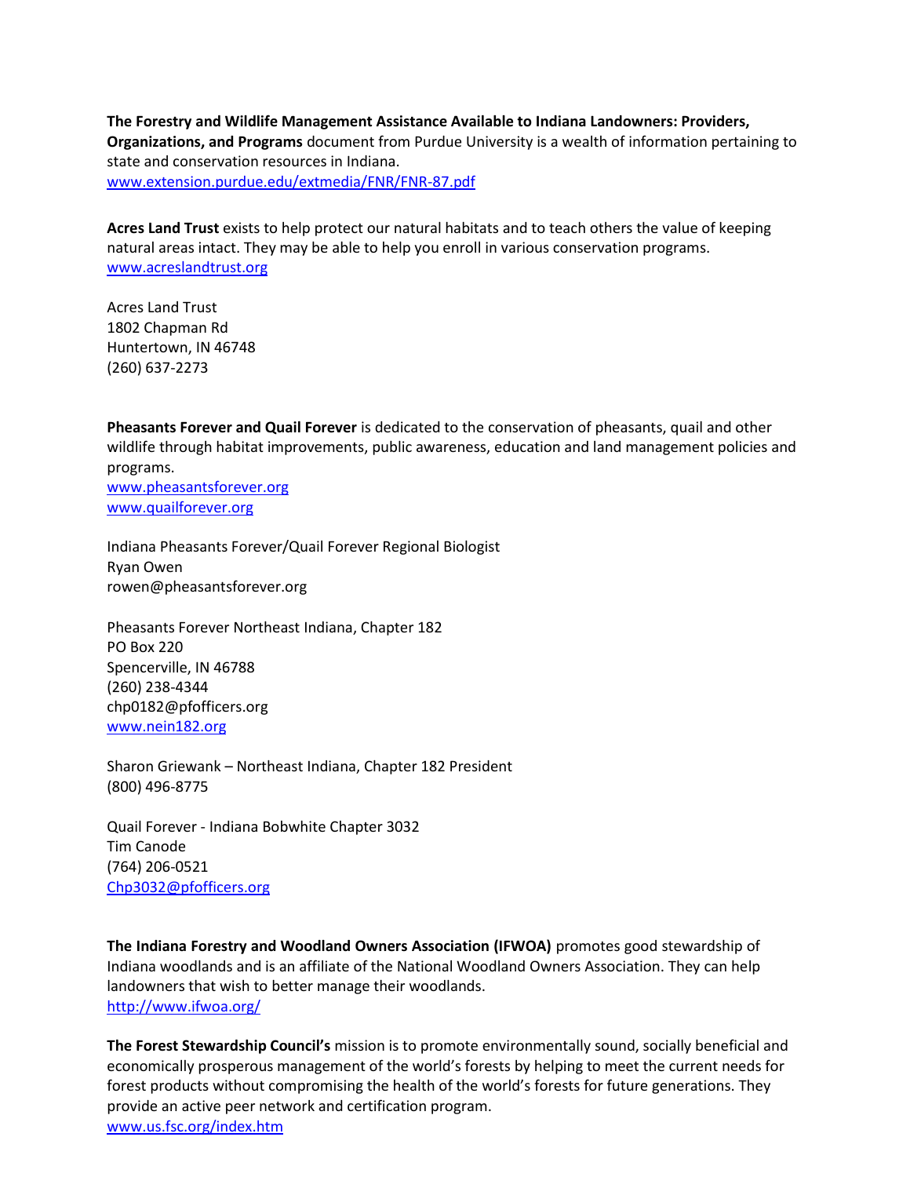**The Forestry and Wildlife Management Assistance Available to Indiana Landowners: Providers, Organizations, and Programs** document from Purdue University is a wealth of information pertaining to state and conservation resources in Indiana.
www.extension.purdue.edu/extmedia/FNR/FNR-87.pdf

**Acres Land Trust** exists to help protect our natural habitats and to teach others the value of keeping natural areas intact. They may be able to help you enroll in various conservation programs.
www.acreslandtrust.org

Acres Land Trust
1802 Chapman Rd
Huntertown, IN 46748
(260) 637-2273

**Pheasants Forever and Quail Forever** is dedicated to the conservation of pheasants, quail and other wildlife through habitat improvements, public awareness, education and land management policies and programs.
www.pheasantsforever.org
www.quailforever.org

Indiana Pheasants Forever/Quail Forever Regional Biologist
Ryan Owen
rowen@pheasantsforever.org

Pheasants Forever Northeast Indiana, Chapter 182
PO Box 220
Spencerville, IN 46788
(260) 238-4344
chp0182@pfofficers.org
www.nein182.org

Sharon Griewank – Northeast Indiana, Chapter 182 President
(800) 496-8775

Quail Forever - Indiana Bobwhite Chapter 3032
Tim Canode
(764) 206-0521
Chp3032@pfofficers.org

**The Indiana Forestry and Woodland Owners Association (IFWOA)** promotes good stewardship of Indiana woodlands and is an affiliate of the National Woodland Owners Association. They can help landowners that wish to better manage their woodlands.
http://www.ifwoa.org/

**The Forest Stewardship Council's** mission is to promote environmentally sound, socially beneficial and economically prosperous management of the world's forests by helping to meet the current needs for forest products without compromising the health of the world's forests for future generations. They provide an active peer network and certification program.
www.us.fsc.org/index.htm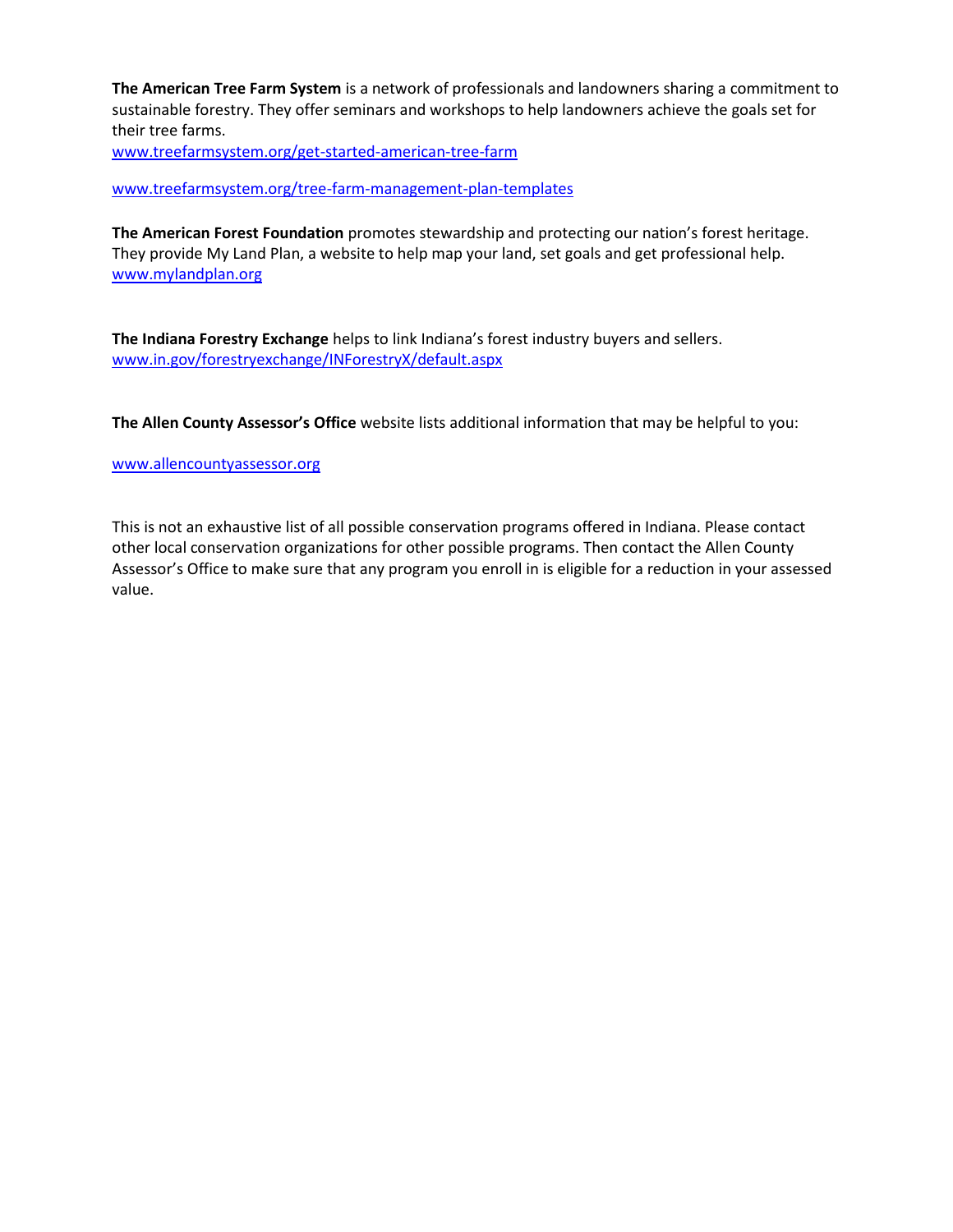**The American Tree Farm System** is a network of professionals and landowners sharing a commitment to sustainable forestry. They offer seminars and workshops to help landowners achieve the goals set for their tree farms.
www.treefarmsystem.org/get-started-american-tree-farm

www.treefarmsystem.org/tree-farm-management-plan-templates

**The American Forest Foundation** promotes stewardship and protecting our nation's forest heritage. They provide My Land Plan, a website to help map your land, set goals and get professional help.
www.mylandplan.org

**The Indiana Forestry Exchange** helps to link Indiana's forest industry buyers and sellers.
www.in.gov/forestryexchange/INForestryX/default.aspx

**The Allen County Assessor's Office** website lists additional information that may be helpful to you:

www.allencountyassessor.org

This is not an exhaustive list of all possible conservation programs offered in Indiana. Please contact other local conservation organizations for other possible programs. Then contact the Allen County Assessor's Office to make sure that any program you enroll in is eligible for a reduction in your assessed value.